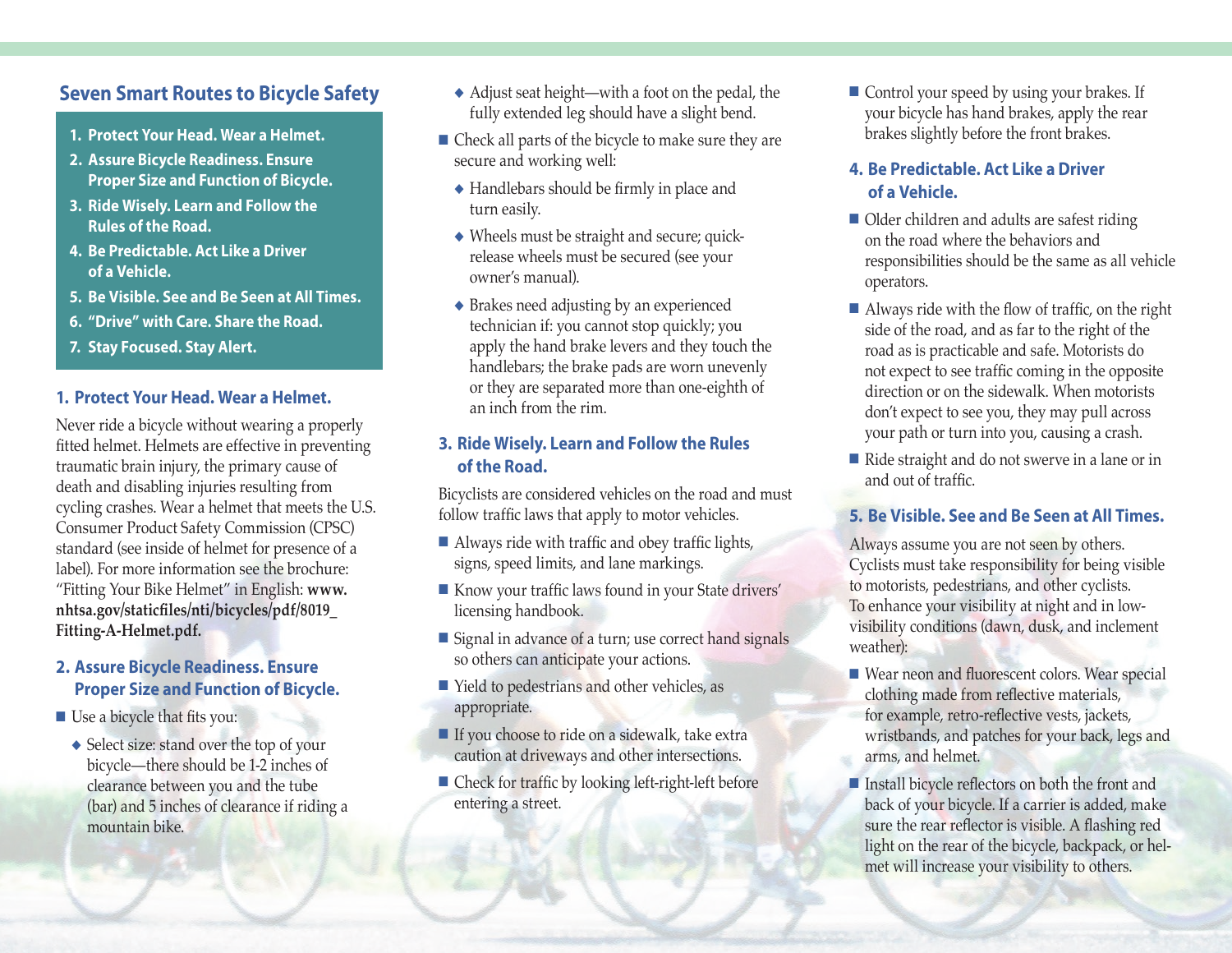## Seven Smart Routes to Bicycle Safety

1. **Protect Your Head. Wear a Helmet.**
2. **Assure Bicycle Readiness. Ensure Proper Size and Function of Bicycle.**
3. **Ride Wisely. Learn and Follow the Rules of the Road.**
4. **Be Predictable. Act Like a Driver of a Vehicle.**
5. **Be Visible. See and Be Seen at All Times.**
6. **“Drive” with Care. Share the Road.**
7. **Stay Focused. Stay Alert.**

### 1. Protect Your Head. Wear a Helmet.

Never ride a bicycle without wearing a properly fitted helmet. Helmets are effective in preventing traumatic brain injury, the primary cause of death and disabling injuries resulting from cycling crashes. Wear a helmet that meets the U.S. Consumer Product Safety Commission (CPSC) standard (see inside of helmet for presence of a label). For more information see the brochure: “Fitting Your Bike Helmet” in English: **www.nhtsa.gov/staticfiles/nti/bicycles/pdf/8019_Fitting-A-Helmet.pdf.**

### 2. Assure Bicycle Readiness. Ensure Proper Size and Function of Bicycle.

- Use a bicycle that fits you:
  - Select size: stand over the top of your bicycle—there should be 1-2 inches of clearance between you and the tube (bar) and 5 inches of clearance if riding a mountain bike.
  - Adjust seat height—with a foot on the pedal, the fully extended leg should have a slight bend.
- Check all parts of the bicycle to make sure they are secure and working well:
  - Handlebars should be firmly in place and turn easily.
  - Wheels must be straight and secure; quick-release wheels must be secured (see your owner’s manual).
  - Brakes need adjusting by an experienced technician if: you cannot stop quickly; you apply the hand brake levers and they touch the handlebars; the brake pads are worn unevenly or they are separated more than one-eighth of an inch from the rim.

### 3. Ride Wisely. Learn and Follow the Rules of the Road.

Bicyclists are considered vehicles on the road and must follow traffic laws that apply to motor vehicles.

- Always ride with traffic and obey traffic lights, signs, speed limits, and lane markings.
- Know your traffic laws found in your State drivers’ licensing handbook.
- Signal in advance of a turn; use correct hand signals so others can anticipate your actions.
- Yield to pedestrians and other vehicles, as appropriate.
- If you choose to ride on a sidewalk, take extra caution at driveways and other intersections.
- Check for traffic by looking left-right-left before entering a street.
- Control your speed by using your brakes. If your bicycle has hand brakes, apply the rear brakes slightly before the front brakes.

### 4. Be Predictable. Act Like a Driver of a Vehicle.

- Older children and adults are safest riding on the road where the behaviors and responsibilities should be the same as all vehicle operators.
- Always ride with the flow of traffic, on the right side of the road, and as far to the right of the road as is practicable and safe. Motorists do not expect to see traffic coming in the opposite direction or on the sidewalk. When motorists don’t expect to see you, they may pull across your path or turn into you, causing a crash.
- Ride straight and do not swerve in a lane or in and out of traffic.

### 5. Be Visible. See and Be Seen at All Times.

Always assume you are not seen by others. Cyclists must take responsibility for being visible to motorists, pedestrians, and other cyclists. To enhance your visibility at night and in low-visibility conditions (dawn, dusk, and inclement weather):

- Wear neon and fluorescent colors. Wear special clothing made from reflective materials, for example, retro-reflective vests, jackets, wristbands, and patches for your back, legs and arms, and helmet.
- Install bicycle reflectors on both the front and back of your bicycle. If a carrier is added, make sure the rear reflector is visible. A flashing red light on the rear of the bicycle, backpack, or helmet will increase your visibility to others.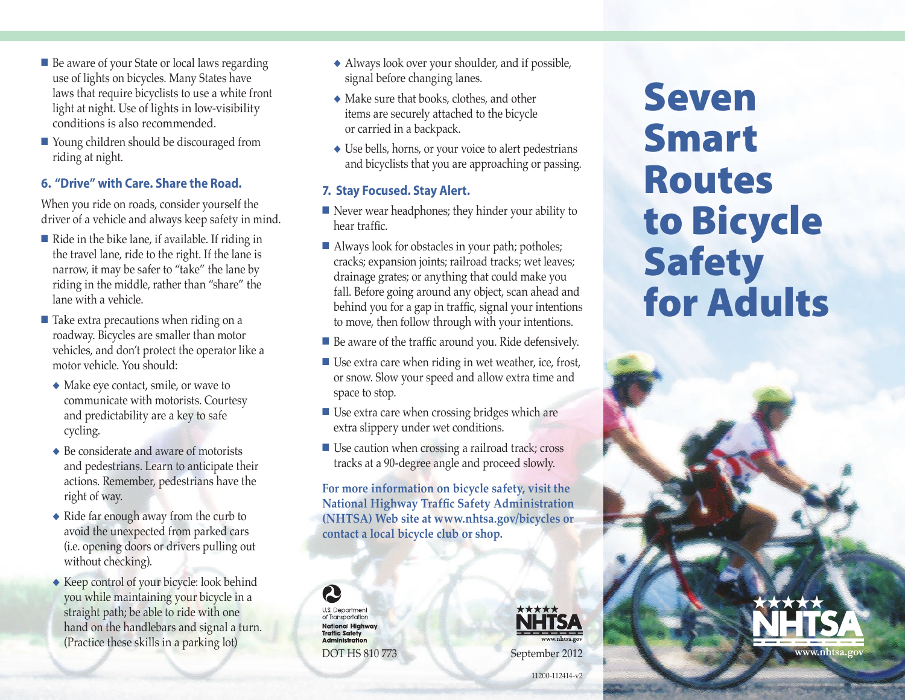- Be aware of your State or local laws regarding use of lights on bicycles. Many States have laws that require bicyclists to use a white front light at night. Use of lights in low-visibility conditions is also recommended.
- Young children should be discouraged from riding at night.

### 6. "Drive" with Care. Share the Road.

When you ride on roads, consider yourself the driver of a vehicle and always keep safety in mind.

- Ride in the bike lane, if available. If riding in the travel lane, ride to the right. If the lane is narrow, it may be safer to "take" the lane by riding in the middle, rather than "share" the lane with a vehicle.
- Take extra precautions when riding on a roadway. Bicycles are smaller than motor vehicles, and don't protect the operator like a motor vehicle. You should:
  - Make eye contact, smile, or wave to communicate with motorists. Courtesy and predictability are a key to safe cycling.
  - Be considerate and aware of motorists and pedestrians. Learn to anticipate their actions. Remember, pedestrians have the right of way.
  - Ride far enough away from the curb to avoid the unexpected from parked cars (i.e. opening doors or drivers pulling out without checking).
  - Keep control of your bicycle: look behind you while maintaining your bicycle in a straight path; be able to ride with one hand on the handlebars and signal a turn. (Practice these skills in a parking lot)
  - Always look over your shoulder, and if possible, signal before changing lanes.
  - Make sure that books, clothes, and other items are securely attached to the bicycle or carried in a backpack.
  - Use bells, horns, or your voice to alert pedestrians and bicyclists that you are approaching or passing.

### 7. Stay Focused. Stay Alert.

- Never wear headphones; they hinder your ability to hear traffic.
- Always look for obstacles in your path; potholes; cracks; expansion joints; railroad tracks; wet leaves; drainage grates; or anything that could make you fall. Before going around any object, scan ahead and behind you for a gap in traffic, signal your intentions to move, then follow through with your intentions.
- Be aware of the traffic around you. Ride defensively.
- Use extra care when riding in wet weather, ice, frost, or snow. Slow your speed and allow extra time and space to stop.
- Use extra care when crossing bridges which are extra slippery under wet conditions.
- Use caution when crossing a railroad track; cross tracks at a 90-degree angle and proceed slowly.

**For more information on bicycle safety, visit the National Highway Traffic Safety Administration (NHTSA) Web site at www.nhtsa.gov/bicycles or contact a local bicycle club or shop.**

U.S. Department of Transportation
National Highway Traffic Safety Administration

NHTSA
www.nhtsa.gov

DOT HS 810 773

September 2012

11200-112414-v2

# Seven Smart Routes to Bicycle Safety for Adults

NHTSA
www.nhtsa.gov